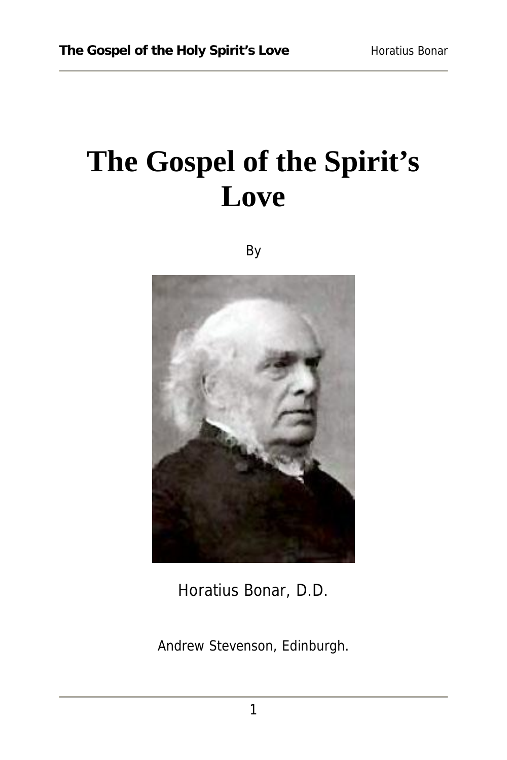# The Gospel of the Spirit's Love

By

Horatius Bonar, D.D.

Andrew Stevenson, Edinburgh.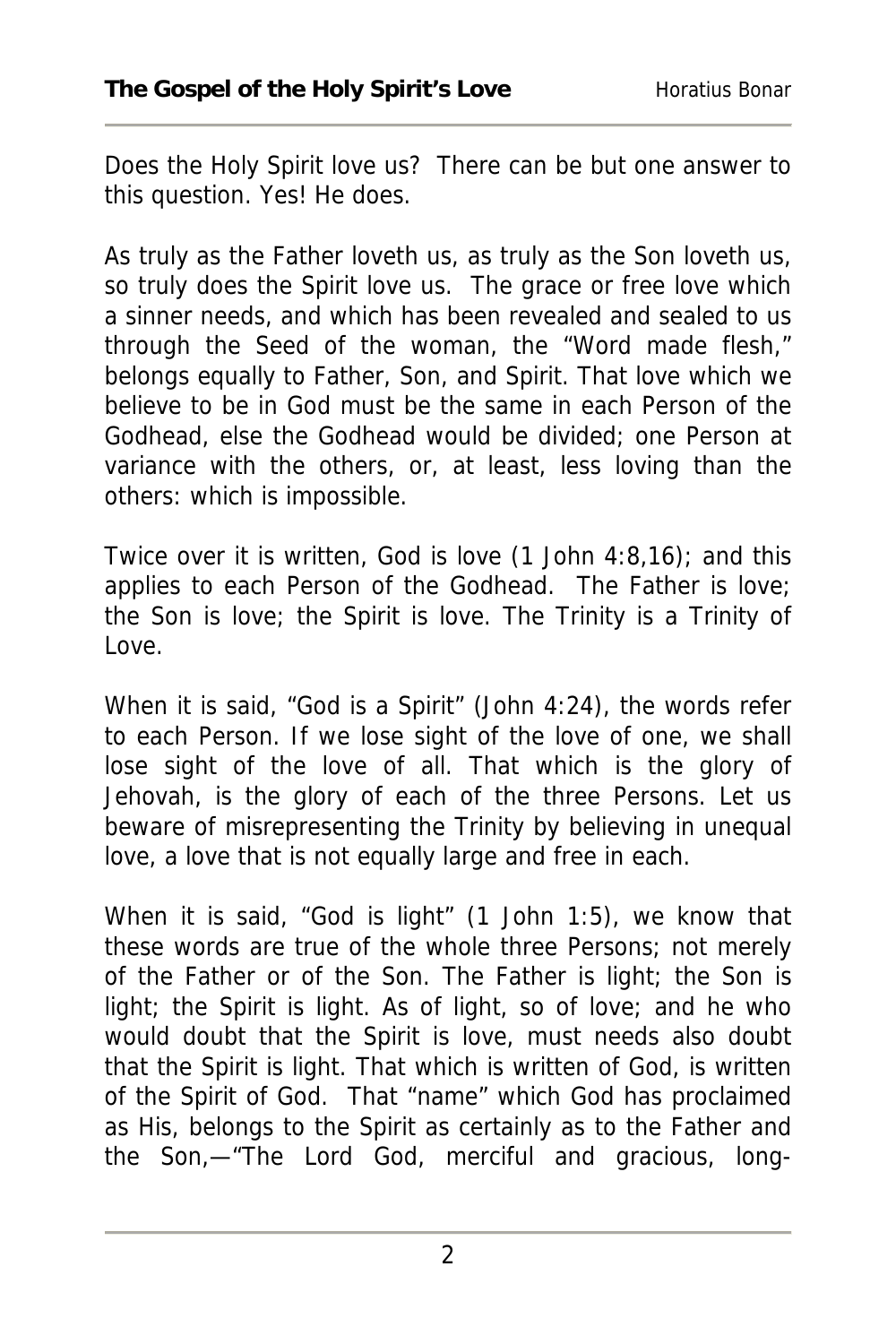Does the Holy Spirit love us? There can be but one answer to this question. Yes! He does.

As truly as the Father loveth us, as truly as the Son loveth us, so truly does the Spirit love us. The grace or free love which a sinner needs, and which has been revealed and sealed to us through the Seed of the woman, the "Word made flesh," belongs equally to Father, Son, and Spirit. That love which we believe to be in God must be the same in each Person of the Godhead, else the Godhead would be divided; one Person at variance with the others, or, at least, less loving than the others: which is impossible.

Twice over it is written, God is love (1 John 4:8,16); and this applies to each Person of the Godhead. The Father is love; the Son is love; the Spirit is love. The Trinity is a Trinity of Love.

When it is said, "God is a Spirit" (John 4:24), the words refer to each Person. If we lose sight of the love of one, we shall lose sight of the love of all. That which is the glory of Jehovah, is the glory of each of the three Persons. Let us beware of misrepresenting the Trinity by believing in unequal love, a love that is not equally large and free in each.

When it is said, "God is light" (1 John 1:5), we know that these words are true of the whole three Persons; not merely of the Father or of the Son. The Father is light; the Son is light; the Spirit is light. As of light, so of love; and he who would doubt that the Spirit is love, must needs also doubt that the Spirit is light. That which is written of God, is written of the Spirit of God. That "name" which God has proclaimed as His, belongs to the Spirit as certainly as to the Father and the Son,—"The Lord God, merciful and gracious, long-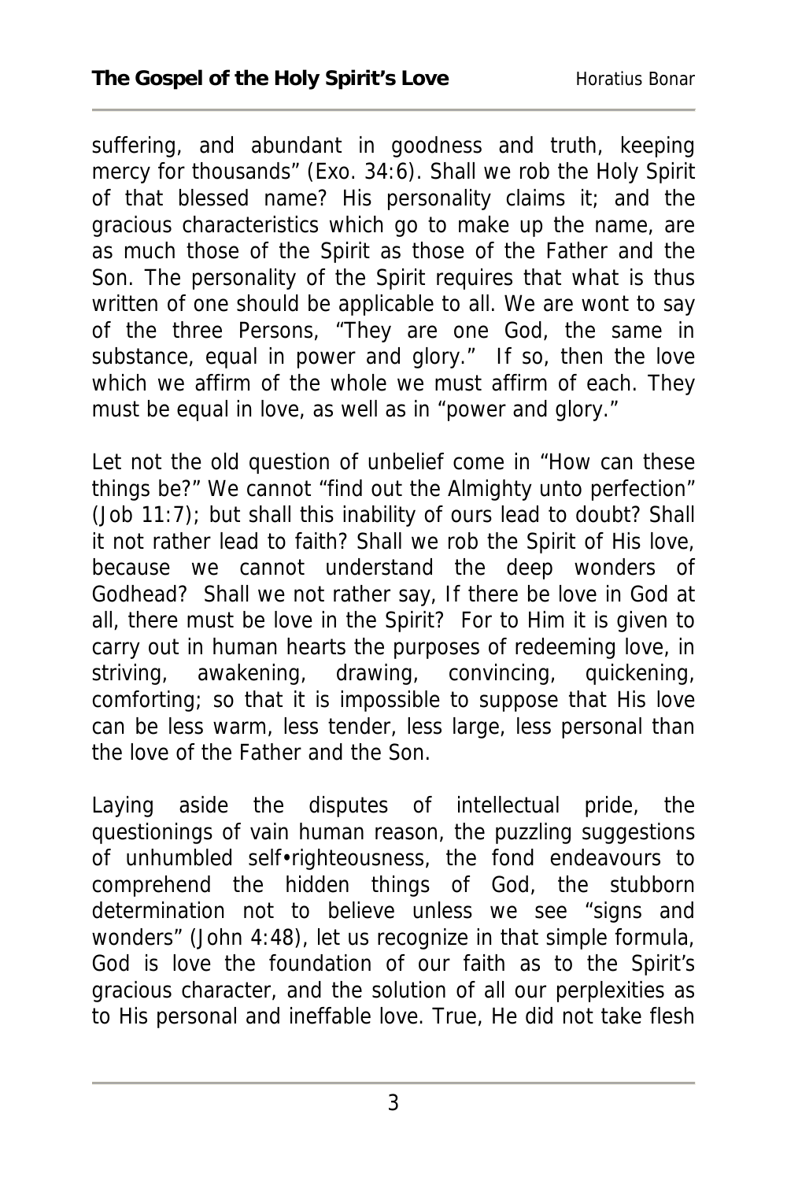suffering, and abundant in goodness and truth, keeping mercy for thousands" (Exo. 34:6). Shall we rob the Holy Spirit of that blessed name? His personality claims it; and the gracious characteristics which go to make up the name, are as much those of the Spirit as those of the Father and the Son. The personality of the Spirit requires that what is thus written of one should be applicable to all. We are wont to say of the three Persons, "They are one God, the same in substance, equal in power and glory." If so, then the love which we affirm of the whole we must affirm of each. They must be equal in love, as well as in "power and glory."

Let not the old question of unbelief come in "How can these things be?" We cannot "find out the Almighty unto perfection" (Job 11:7); but shall this inability of ours lead to doubt? Shall it not rather lead to faith? Shall we rob the Spirit of His love, because we cannot understand the deep wonders of Godhead? Shall we not rather say, If there be love in God at all, there must be love in the Spirit? For to Him it is given to carry out in human hearts the purposes of redeeming love, in striving, awakening, drawing, convincing, quickening, comforting; so that it is impossible to suppose that His love can be less warm, less tender, less large, less personal than the love of the Father and the Son.

Laying aside the disputes of intellectual pride, the questionings of vain human reason, the puzzling suggestions of unhumbled self•righteousness, the fond endeavours to comprehend the hidden things of God, the stubborn determination not to believe unless we see "signs and wonders" (John 4:48), let us recognize in that simple formula, God is love the foundation of our faith as to the Spirit's gracious character, and the solution of all our perplexities as to His personal and ineffable love. True, He did not take flesh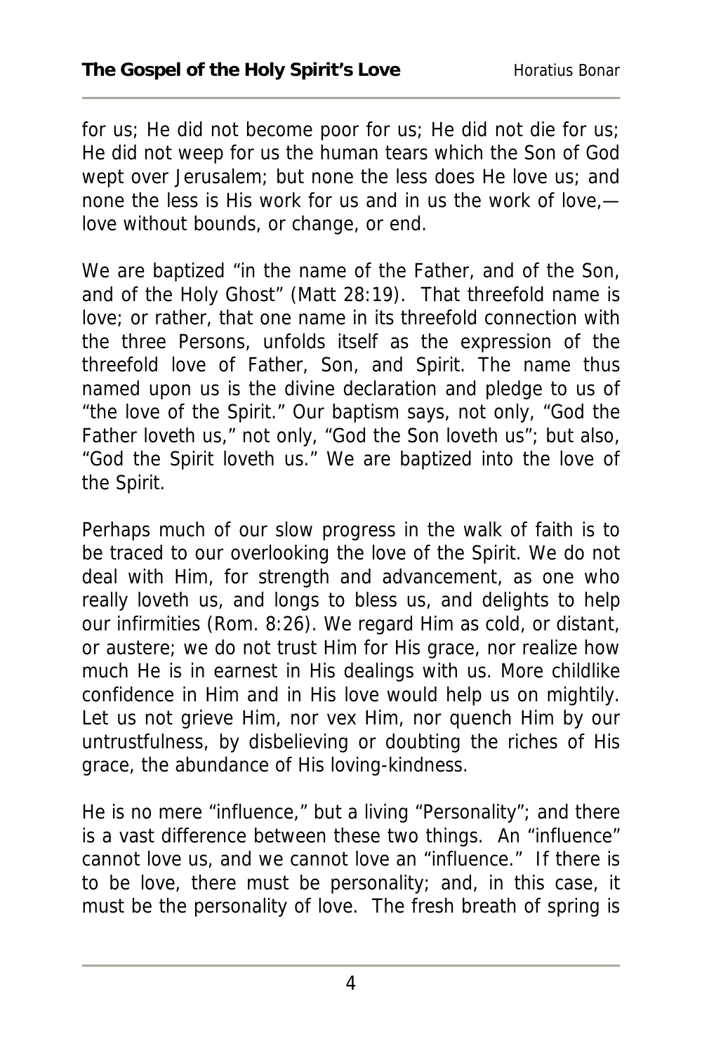for us; He did not become poor for us; He did not die for us; He did not weep for us the human tears which the Son of God wept over Jerusalem; but none the less does He love us; and none the less is His work for us and in us the work of love,—love without bounds, or change, or end.

We are baptized "in the name of the Father, and of the Son, and of the Holy Ghost" (Matt 28:19). That threefold name is love; or rather, that one name in its threefold connection with the three Persons, unfolds itself as the expression of the threefold love of Father, Son, and Spirit. The name thus named upon us is the divine declaration and pledge to us of "the love of the Spirit." Our baptism says, not only, "God the Father loveth us," not only, "God the Son loveth us"; but also, "God the Spirit loveth us." We are baptized into the love of the Spirit.

Perhaps much of our slow progress in the walk of faith is to be traced to our overlooking the love of the Spirit. We do not deal with Him, for strength and advancement, as one who really loveth us, and longs to bless us, and delights to help our infirmities (Rom. 8:26). We regard Him as cold, or distant, or austere; we do not trust Him for His grace, nor realize how much He is in earnest in His dealings with us. More childlike confidence in Him and in His love would help us on mightily. Let us not grieve Him, nor vex Him, nor quench Him by our untrustfulness, by disbelieving or doubting the riches of His grace, the abundance of His loving-kindness.

He is no mere "influence," but a living "Personality"; and there is a vast difference between these two things. An "influence" cannot love us, and we cannot love an "influence." If there is to be love, there must be personality; and, in this case, it must be the personality of love. The fresh breath of spring is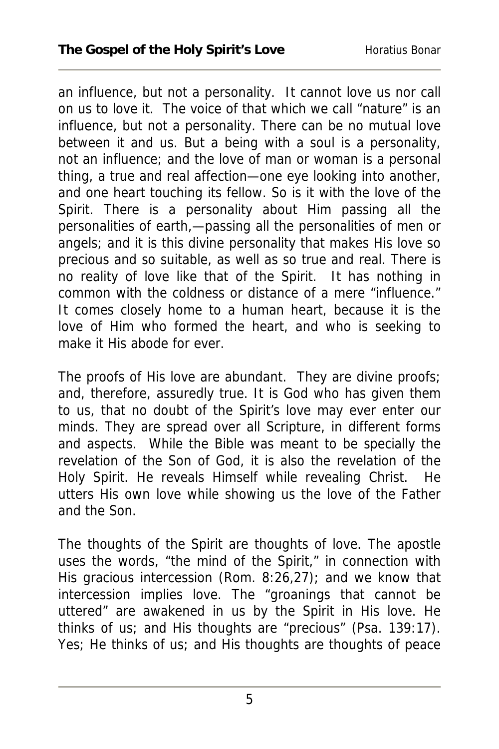an influence, but not a personality. It cannot love us nor call on us to love it. The voice of that which we call "nature" is an influence, but not a personality. There can be no mutual love between it and us. But a being with a soul is a personality, not an influence; and the love of man or woman is a personal thing, a true and real affection—one eye looking into another, and one heart touching its fellow. So is it with the love of the Spirit. There is a personality about Him passing all the personalities of earth,—passing all the personalities of men or angels; and it is this divine personality that makes His love so precious and so suitable, as well as so true and real. There is no reality of love like that of the Spirit. It has nothing in common with the coldness or distance of a mere "influence." It comes closely home to a human heart, because it is the love of Him who formed the heart, and who is seeking to make it His abode for ever.

The proofs of His love are abundant. They are divine proofs; and, therefore, assuredly true. It is God who has given them to us, that no doubt of the Spirit's love may ever enter our minds. They are spread over all Scripture, in different forms and aspects. While the Bible was meant to be specially the revelation of the Son of God, it is also the revelation of the Holy Spirit. He reveals Himself while revealing Christ. He utters His own love while showing us the love of the Father and the Son.

The thoughts of the Spirit are thoughts of love. The apostle uses the words, "the mind of the Spirit," in connection with His gracious intercession (Rom. 8:26,27); and we know that intercession implies love. The "groanings that cannot be uttered" are awakened in us by the Spirit in His love. He thinks of us; and His thoughts are "precious" (Psa. 139:17). Yes; He thinks of us; and His thoughts are thoughts of peace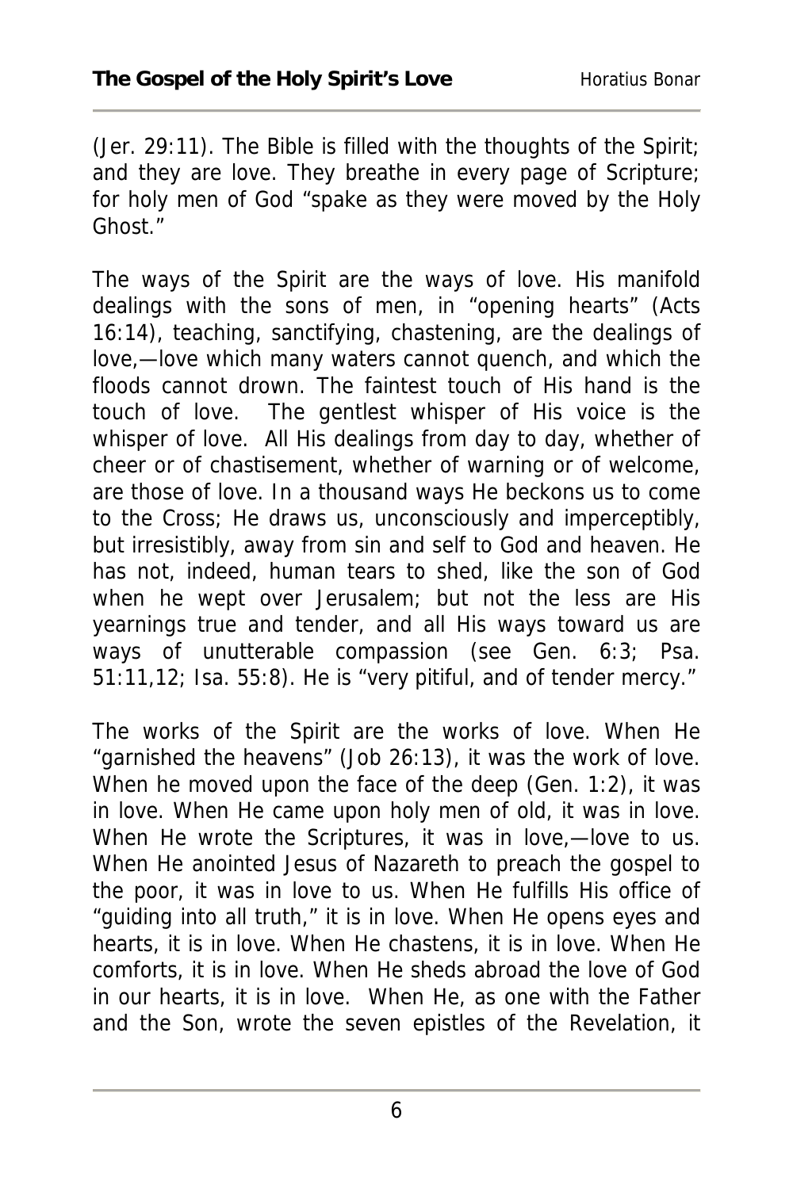(Jer. 29:11). The Bible is filled with the thoughts of the Spirit; and they are love. They breathe in every page of Scripture; for holy men of God "spake as they were moved by the Holy Ghost."

The ways of the Spirit are the ways of love. His manifold dealings with the sons of men, in "opening hearts" (Acts 16:14), teaching, sanctifying, chastening, are the dealings of love,—love which many waters cannot quench, and which the floods cannot drown. The faintest touch of His hand is the touch of love. The gentlest whisper of His voice is the whisper of love. All His dealings from day to day, whether of cheer or of chastisement, whether of warning or of welcome, are those of love. In a thousand ways He beckons us to come to the Cross; He draws us, unconsciously and imperceptibly, but irresistibly, away from sin and self to God and heaven. He has not, indeed, human tears to shed, like the son of God when he wept over Jerusalem; but not the less are His yearnings true and tender, and all His ways toward us are ways of unutterable compassion (see Gen. 6:3; Psa. 51:11,12; Isa. 55:8). He is "very pitiful, and of tender mercy."

The works of the Spirit are the works of love. When He "garnished the heavens" (Job 26:13), it was the work of love. When he moved upon the face of the deep (Gen. 1:2), it was in love. When He came upon holy men of old, it was in love. When He wrote the Scriptures, it was in love,—love to us. When He anointed Jesus of Nazareth to preach the gospel to the poor, it was in love to us. When He fulfills His office of "guiding into all truth," it is in love. When He opens eyes and hearts, it is in love. When He chastens, it is in love. When He comforts, it is in love. When He sheds abroad the love of God in our hearts, it is in love. When He, as one with the Father and the Son, wrote the seven epistles of the Revelation, it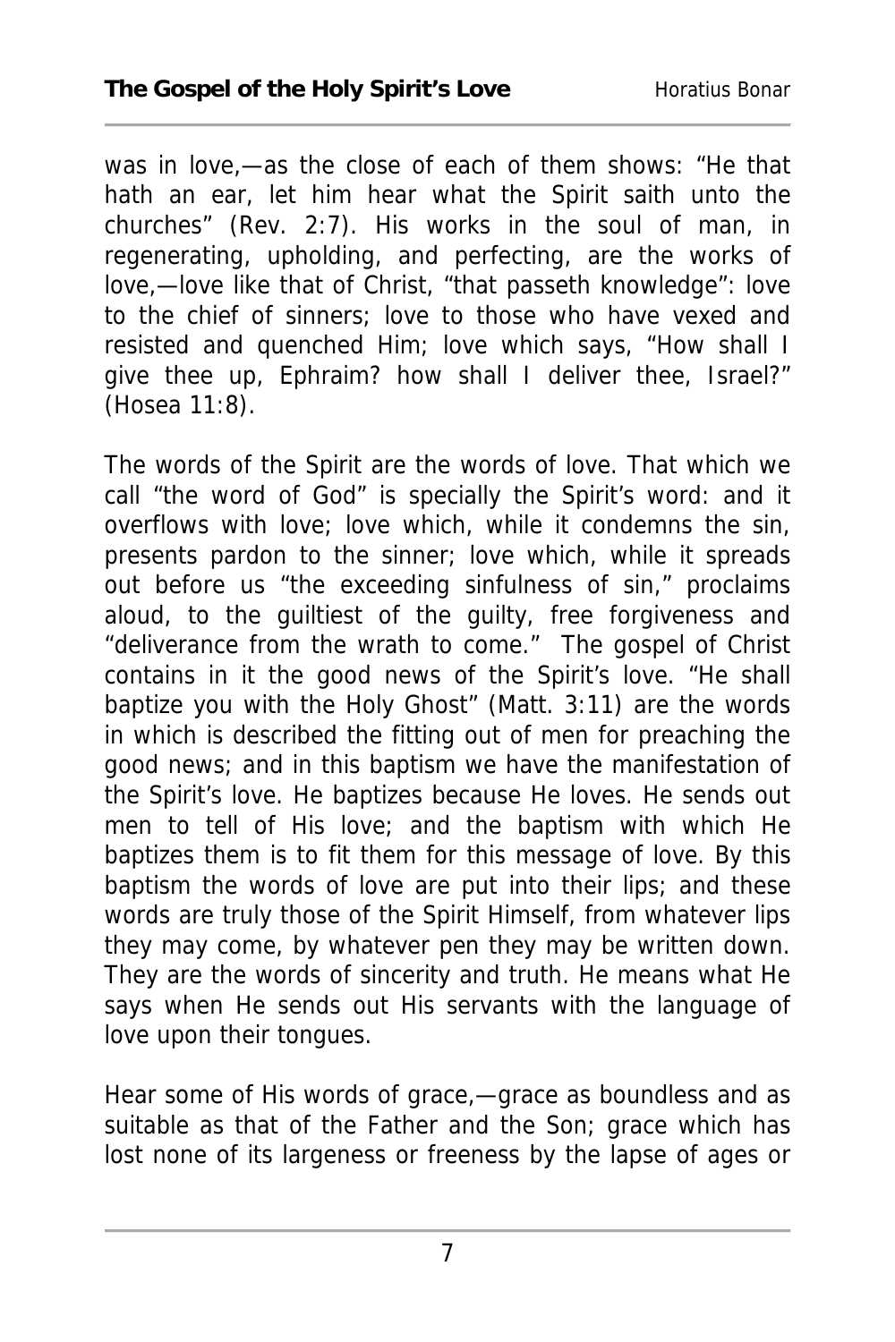was in love,—as the close of each of them shows: "He that hath an ear, let him hear what the Spirit saith unto the churches" (Rev. 2:7). His works in the soul of man, in regenerating, upholding, and perfecting, are the works of love,—love like that of Christ, "that passeth knowledge": love to the chief of sinners; love to those who have vexed and resisted and quenched Him; love which says, "How shall I give thee up, Ephraim? how shall I deliver thee, Israel?" (Hosea 11:8).

The words of the Spirit are the words of love. That which we call "the word of God" is specially the Spirit's word: and it overflows with love; love which, while it condemns the sin, presents pardon to the sinner; love which, while it spreads out before us "the exceeding sinfulness of sin," proclaims aloud, to the guiltiest of the guilty, free forgiveness and "deliverance from the wrath to come." The gospel of Christ contains in it the good news of the Spirit's love. "He shall baptize you with the Holy Ghost" (Matt. 3:11) are the words in which is described the fitting out of men for preaching the good news; and in this baptism we have the manifestation of the Spirit's love. He baptizes because He loves. He sends out men to tell of His love; and the baptism with which He baptizes them is to fit them for this message of love. By this baptism the words of love are put into their lips; and these words are truly those of the Spirit Himself, from whatever lips they may come, by whatever pen they may be written down. They are the words of sincerity and truth. He means what He says when He sends out His servants with the language of love upon their tongues.

Hear some of His words of grace,—grace as boundless and as suitable as that of the Father and the Son; grace which has lost none of its largeness or freeness by the lapse of ages or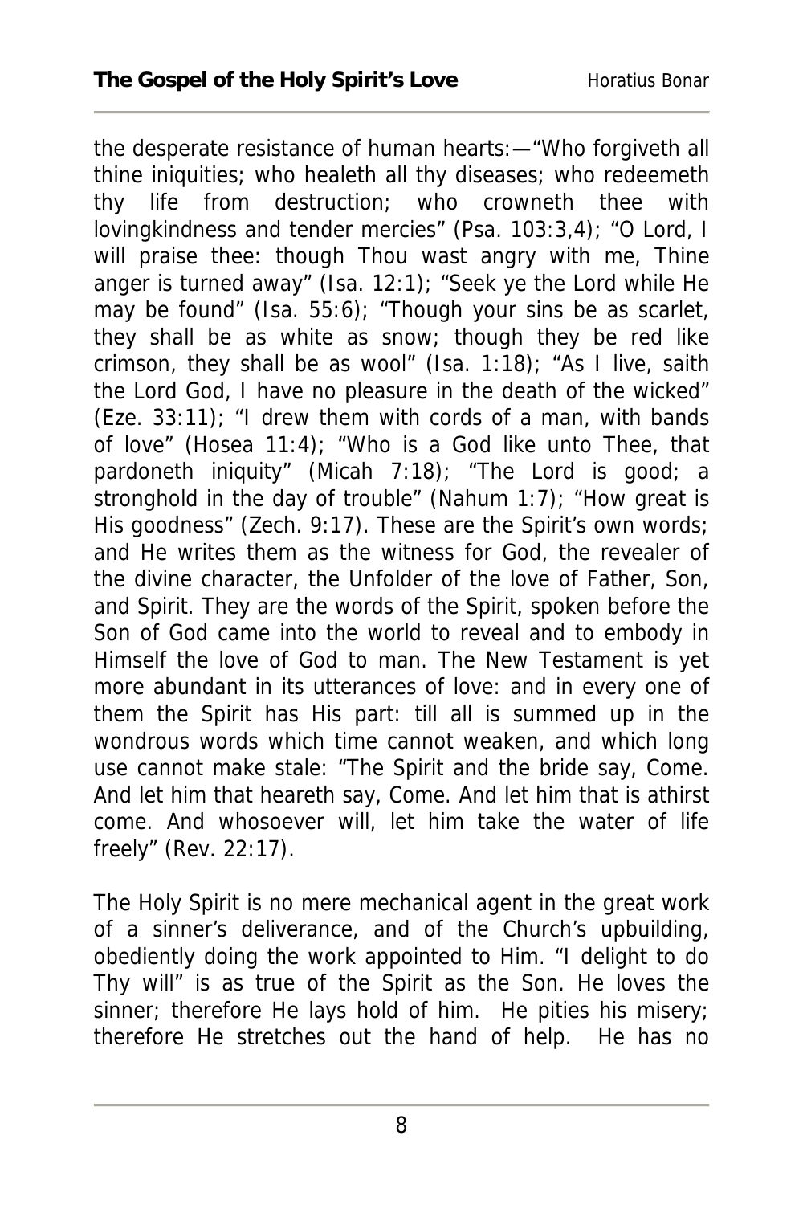the desperate resistance of human hearts:—"Who forgiveth all thine iniquities; who healeth all thy diseases; who redeemeth thy life from destruction; who crowneth thee with lovingkindness and tender mercies" (Psa. 103:3,4); "O Lord, I will praise thee: though Thou wast angry with me, Thine anger is turned away" (Isa. 12:1); "Seek ye the Lord while He may be found" (Isa. 55:6); "Though your sins be as scarlet, they shall be as white as snow; though they be red like crimson, they shall be as wool" (Isa. 1:18); "As I live, saith the Lord God, I have no pleasure in the death of the wicked" (Eze. 33:11); "I drew them with cords of a man, with bands of love" (Hosea 11:4); "Who is a God like unto Thee, that pardoneth iniquity" (Micah 7:18); "The Lord is good; a stronghold in the day of trouble" (Nahum 1:7); "How great is His goodness" (Zech. 9:17). These are the Spirit's own words; and He writes them as the witness for God, the revealer of the divine character, the Unfolder of the love of Father, Son, and Spirit. They are the words of the Spirit, spoken before the Son of God came into the world to reveal and to embody in Himself the love of God to man. The New Testament is yet more abundant in its utterances of love: and in every one of them the Spirit has His part: till all is summed up in the wondrous words which time cannot weaken, and which long use cannot make stale: "The Spirit and the bride say, Come. And let him that heareth say, Come. And let him that is athirst come. And whosoever will, let him take the water of life freely" (Rev. 22:17).

The Holy Spirit is no mere mechanical agent in the great work of a sinner's deliverance, and of the Church's upbuilding, obediently doing the work appointed to Him. "I delight to do Thy will" is as true of the Spirit as the Son. He loves the sinner; therefore He lays hold of him. He pities his misery; therefore He stretches out the hand of help. He has no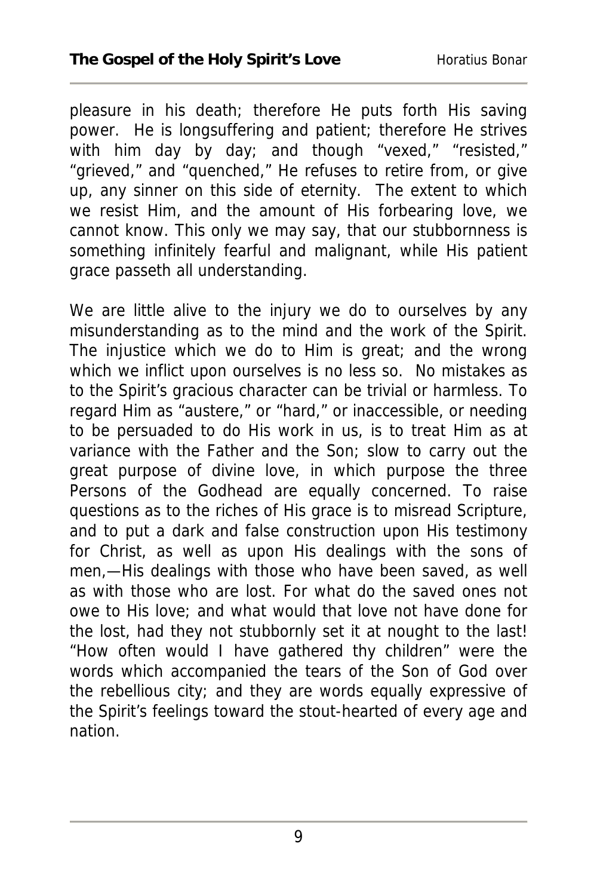pleasure in his death; therefore He puts forth His saving power. He is longsuffering and patient; therefore He strives with him day by day; and though "vexed," "resisted," "grieved," and "quenched," He refuses to retire from, or give up, any sinner on this side of eternity. The extent to which we resist Him, and the amount of His forbearing love, we cannot know. This only we may say, that our stubbornness is something infinitely fearful and malignant, while His patient grace passeth all understanding.

We are little alive to the injury we do to ourselves by any misunderstanding as to the mind and the work of the Spirit. The injustice which we do to Him is great; and the wrong which we inflict upon ourselves is no less so. No mistakes as to the Spirit's gracious character can be trivial or harmless. To regard Him as "austere," or "hard," or inaccessible, or needing to be persuaded to do His work in us, is to treat Him as at variance with the Father and the Son; slow to carry out the great purpose of divine love, in which purpose the three Persons of the Godhead are equally concerned. To raise questions as to the riches of His grace is to misread Scripture, and to put a dark and false construction upon His testimony for Christ, as well as upon His dealings with the sons of men,—His dealings with those who have been saved, as well as with those who are lost. For what do the saved ones not owe to His love; and what would that love not have done for the lost, had they not stubbornly set it at nought to the last! "How often would I have gathered thy children" were the words which accompanied the tears of the Son of God over the rebellious city; and they are words equally expressive of the Spirit's feelings toward the stout-hearted of every age and nation.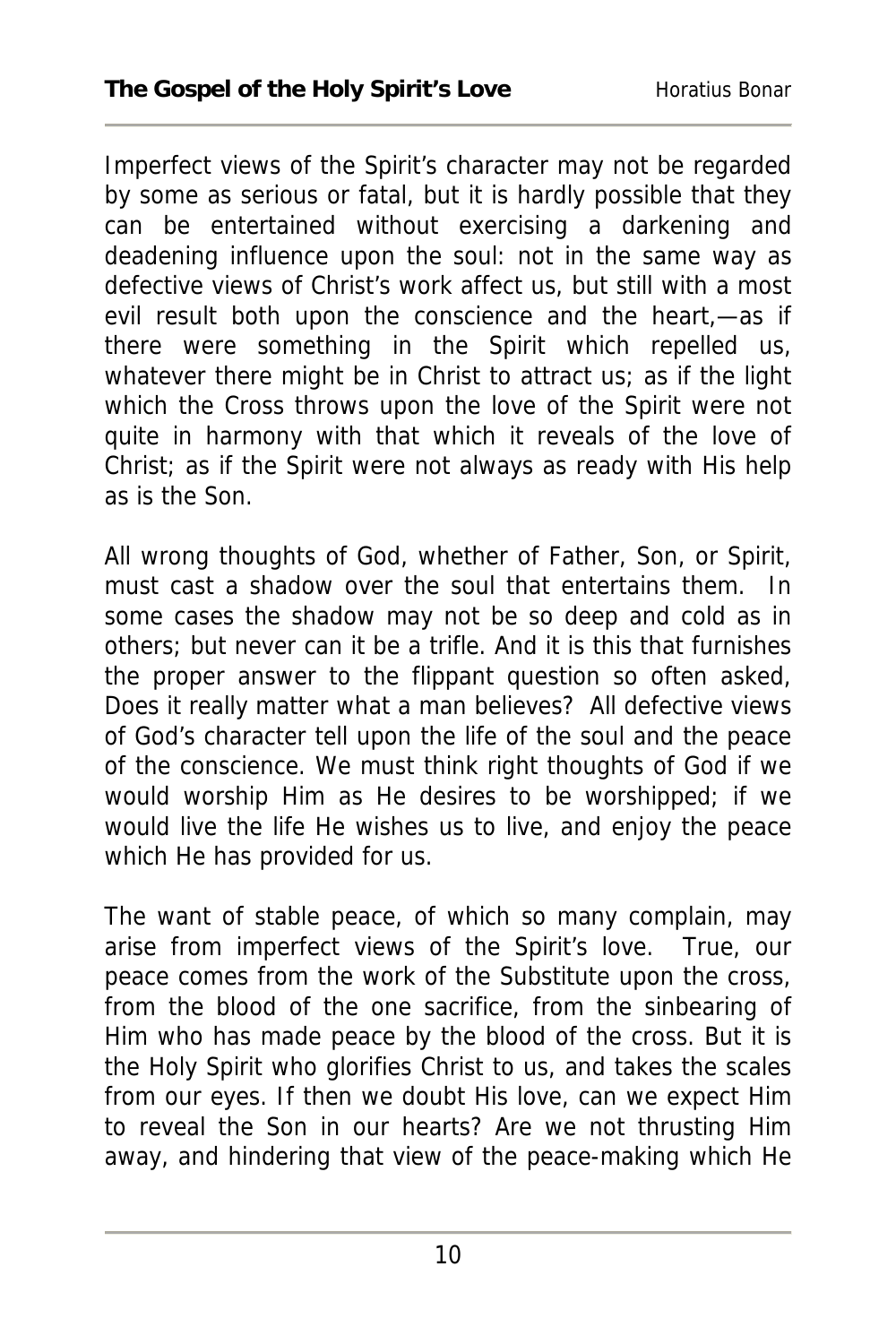Imperfect views of the Spirit's character may not be regarded by some as serious or fatal, but it is hardly possible that they can be entertained without exercising a darkening and deadening influence upon the soul: not in the same way as defective views of Christ's work affect us, but still with a most evil result both upon the conscience and the heart,—as if there were something in the Spirit which repelled us, whatever there might be in Christ to attract us; as if the light which the Cross throws upon the love of the Spirit were not quite in harmony with that which it reveals of the love of Christ; as if the Spirit were not always as ready with His help as is the Son.

All wrong thoughts of God, whether of Father, Son, or Spirit, must cast a shadow over the soul that entertains them. In some cases the shadow may not be so deep and cold as in others; but never can it be a trifle. And it is this that furnishes the proper answer to the flippant question so often asked, Does it really matter what a man believes? All defective views of God's character tell upon the life of the soul and the peace of the conscience. We must think right thoughts of God if we would worship Him as He desires to be worshipped; if we would live the life He wishes us to live, and enjoy the peace which He has provided for us.

The want of stable peace, of which so many complain, may arise from imperfect views of the Spirit's love. True, our peace comes from the work of the Substitute upon the cross, from the blood of the one sacrifice, from the sinbearing of Him who has made peace by the blood of the cross. But it is the Holy Spirit who glorifies Christ to us, and takes the scales from our eyes. If then we doubt His love, can we expect Him to reveal the Son in our hearts? Are we not thrusting Him away, and hindering that view of the peace-making which He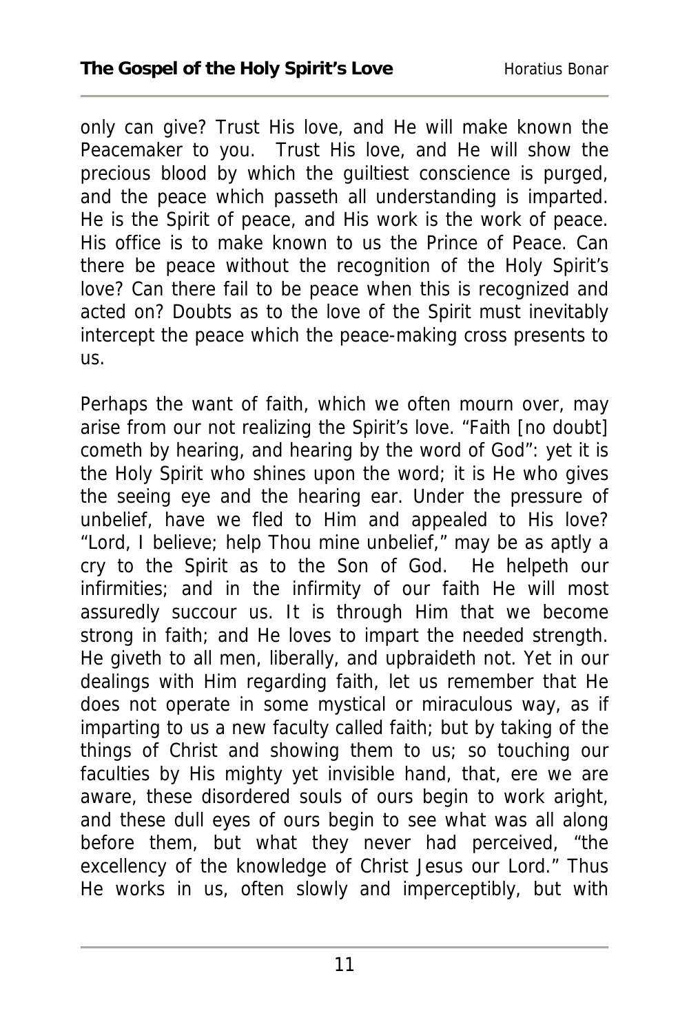only can give? Trust His love, and He will make known the Peacemaker to you. Trust His love, and He will show the precious blood by which the guiltiest conscience is purged, and the peace which passeth all understanding is imparted. He is the Spirit of peace, and His work is the work of peace. His office is to make known to us the Prince of Peace. Can there be peace without the recognition of the Holy Spirit's love? Can there fail to be peace when this is recognized and acted on? Doubts as to the love of the Spirit must inevitably intercept the peace which the peace-making cross presents to us.

Perhaps the want of faith, which we often mourn over, may arise from our not realizing the Spirit's love. "Faith [no doubt] cometh by hearing, and hearing by the word of God": yet it is the Holy Spirit who shines upon the word; it is He who gives the seeing eye and the hearing ear. Under the pressure of unbelief, have we fled to Him and appealed to His love? "Lord, I believe; help Thou mine unbelief," may be as aptly a cry to the Spirit as to the Son of God. He helpeth our infirmities; and in the infirmity of our faith He will most assuredly succour us. It is through Him that we become strong in faith; and He loves to impart the needed strength. He giveth to all men, liberally, and upbraideth not. Yet in our dealings with Him regarding faith, let us remember that He does not operate in some mystical or miraculous way, as if imparting to us a new faculty called faith; but by taking of the things of Christ and showing them to us; so touching our faculties by His mighty yet invisible hand, that, ere we are aware, these disordered souls of ours begin to work aright, and these dull eyes of ours begin to see what was all along before them, but what they never had perceived, "the excellency of the knowledge of Christ Jesus our Lord." Thus He works in us, often slowly and imperceptibly, but with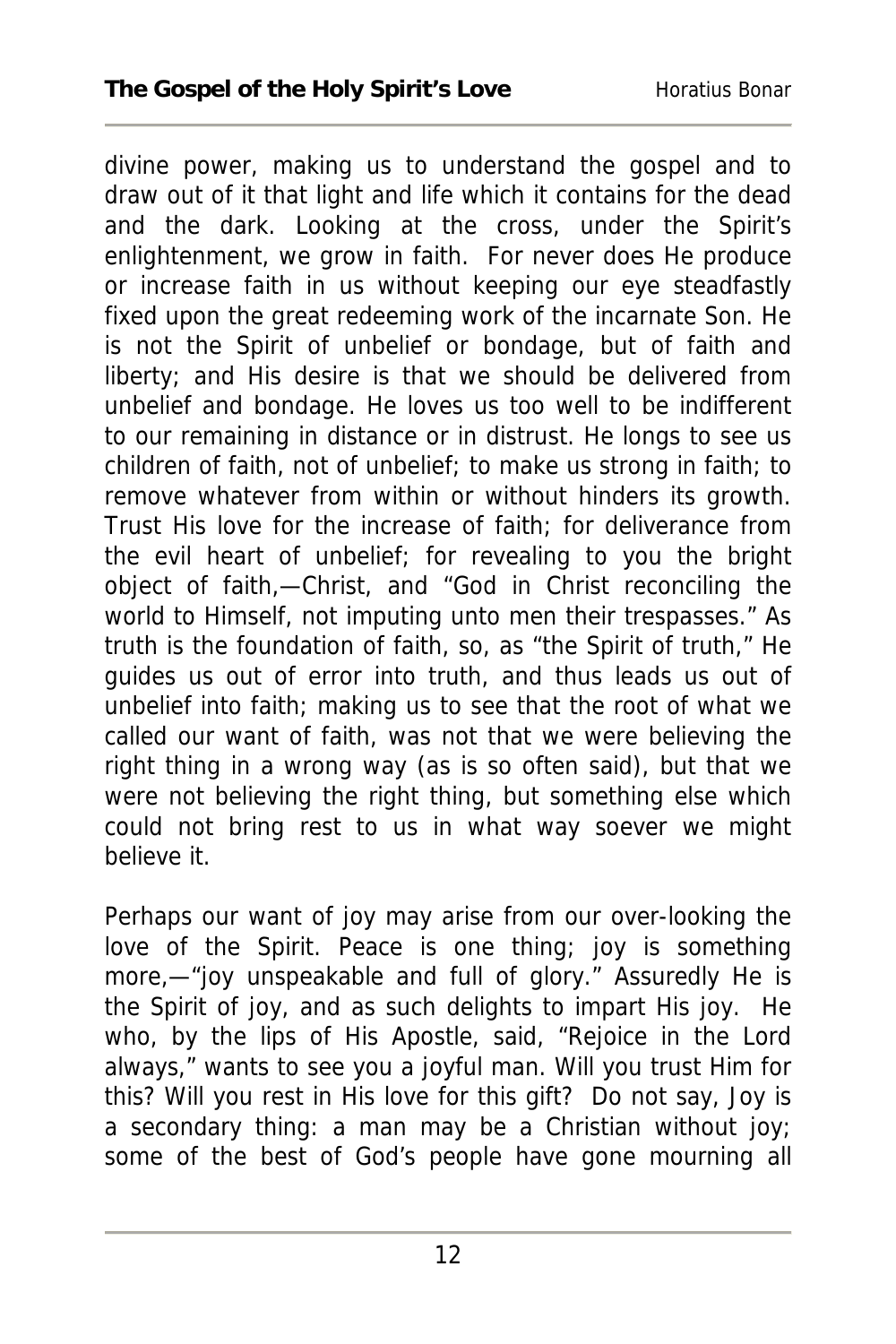divine power, making us to understand the gospel and to draw out of it that light and life which it contains for the dead and the dark. Looking at the cross, under the Spirit's enlightenment, we grow in faith. For never does He produce or increase faith in us without keeping our eye steadfastly fixed upon the great redeeming work of the incarnate Son. He is not the Spirit of unbelief or bondage, but of faith and liberty; and His desire is that we should be delivered from unbelief and bondage. He loves us too well to be indifferent to our remaining in distance or in distrust. He longs to see us children of faith, not of unbelief; to make us strong in faith; to remove whatever from within or without hinders its growth. Trust His love for the increase of faith; for deliverance from the evil heart of unbelief; for revealing to you the bright object of faith,—Christ, and "God in Christ reconciling the world to Himself, not imputing unto men their trespasses." As truth is the foundation of faith, so, as "the Spirit of truth," He guides us out of error into truth, and thus leads us out of unbelief into faith; making us to see that the root of what we called our want of faith, was not that we were believing the right thing in a wrong way (as is so often said), but that we were not believing the right thing, but something else which could not bring rest to us in what way soever we might believe it.

Perhaps our want of joy may arise from our over-looking the love of the Spirit. Peace is one thing; joy is something more,—"joy unspeakable and full of glory." Assuredly He is the Spirit of joy, and as such delights to impart His joy. He who, by the lips of His Apostle, said, "Rejoice in the Lord always," wants to see you a joyful man. Will you trust Him for this? Will you rest in His love for this gift? Do not say, Joy is a secondary thing: a man may be a Christian without joy; some of the best of God's people have gone mourning all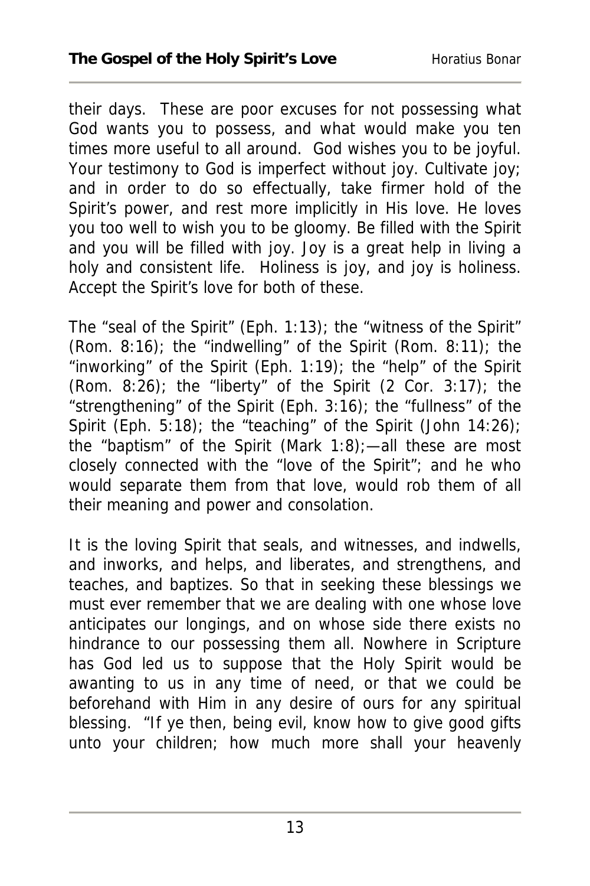their days. These are poor excuses for not possessing what God wants you to possess, and what would make you ten times more useful to all around. God wishes you to be joyful. Your testimony to God is imperfect without joy. Cultivate joy; and in order to do so effectually, take firmer hold of the Spirit's power, and rest more implicitly in His love. He loves you too well to wish you to be gloomy. Be filled with the Spirit and you will be filled with joy. Joy is a great help in living a holy and consistent life. Holiness is joy, and joy is holiness. Accept the Spirit's love for both of these.

The "seal of the Spirit" (Eph. 1:13); the "witness of the Spirit" (Rom. 8:16); the "indwelling" of the Spirit (Rom. 8:11); the "inworking" of the Spirit (Eph. 1:19); the "help" of the Spirit (Rom. 8:26); the "liberty" of the Spirit (2 Cor. 3:17); the "strengthening" of the Spirit (Eph. 3:16); the "fullness" of the Spirit (Eph. 5:18); the "teaching" of the Spirit (John 14:26); the "baptism" of the Spirit (Mark 1:8);—all these are most closely connected with the "love of the Spirit"; and he who would separate them from that love, would rob them of all their meaning and power and consolation.

It is the loving Spirit that seals, and witnesses, and indwells, and inworks, and helps, and liberates, and strengthens, and teaches, and baptizes. So that in seeking these blessings we must ever remember that we are dealing with one whose love anticipates our longings, and on whose side there exists no hindrance to our possessing them all. Nowhere in Scripture has God led us to suppose that the Holy Spirit would be awanting to us in any time of need, or that we could be beforehand with Him in any desire of ours for any spiritual blessing. "If ye then, being evil, know how to give good gifts unto your children; how much more shall your heavenly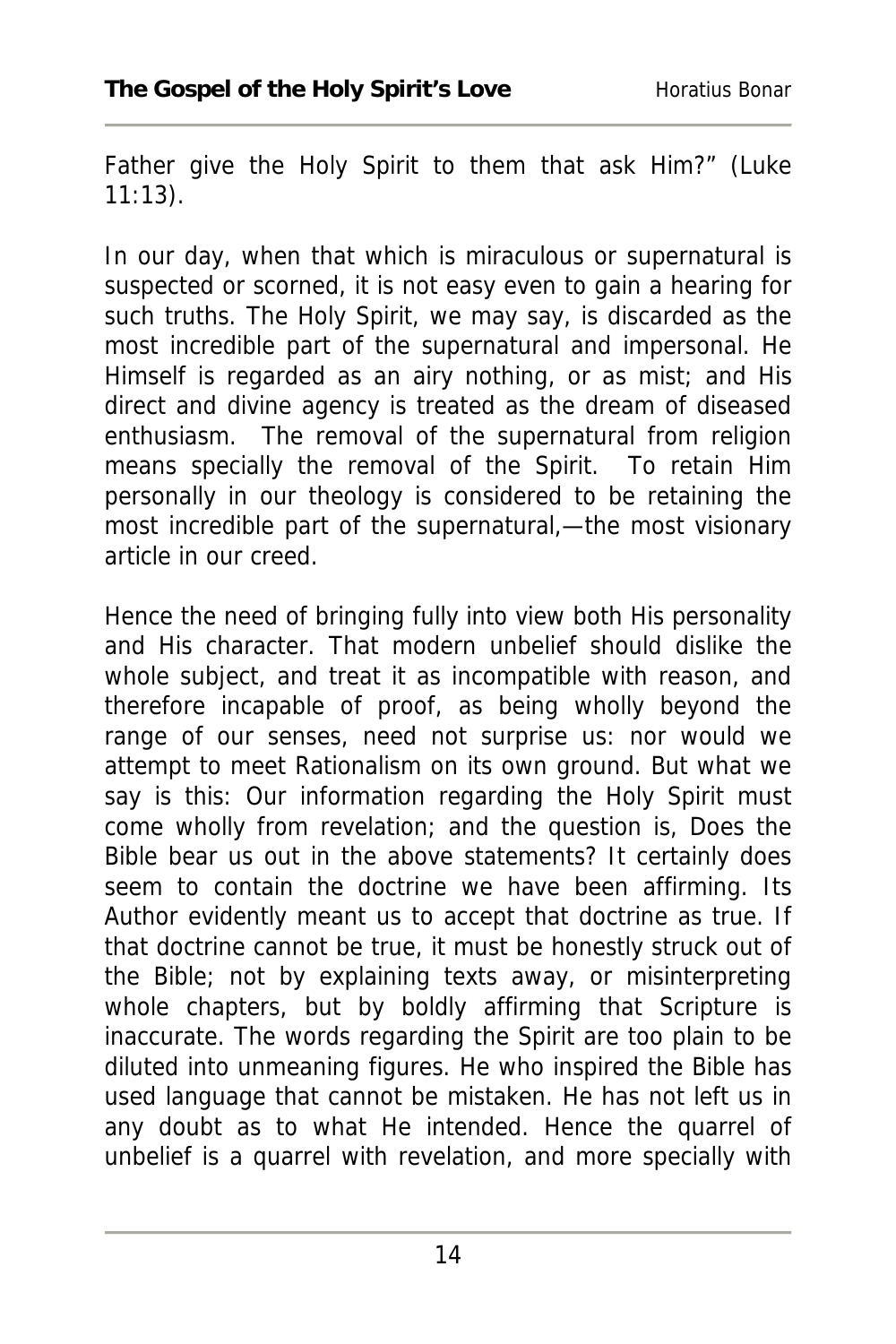Father give the Holy Spirit to them that ask Him?" (Luke 11:13).

In our day, when that which is miraculous or supernatural is suspected or scorned, it is not easy even to gain a hearing for such truths. The Holy Spirit, we may say, is discarded as the most incredible part of the supernatural and impersonal. He Himself is regarded as an airy nothing, or as mist; and His direct and divine agency is treated as the dream of diseased enthusiasm. The removal of the supernatural from religion means specially the removal of the Spirit. To retain Him personally in our theology is considered to be retaining the most incredible part of the supernatural,—the most visionary article in our creed.

Hence the need of bringing fully into view both His personality and His character. That modern unbelief should dislike the whole subject, and treat it as incompatible with reason, and therefore incapable of proof, as being wholly beyond the range of our senses, need not surprise us: nor would we attempt to meet Rationalism on its own ground. But what we say is this: Our information regarding the Holy Spirit must come wholly from revelation; and the question is, Does the Bible bear us out in the above statements? It certainly does seem to contain the doctrine we have been affirming. Its Author evidently meant us to accept that doctrine as true. If that doctrine cannot be true, it must be honestly struck out of the Bible; not by explaining texts away, or misinterpreting whole chapters, but by boldly affirming that Scripture is inaccurate. The words regarding the Spirit are too plain to be diluted into unmeaning figures. He who inspired the Bible has used language that cannot be mistaken. He has not left us in any doubt as to what He intended. Hence the quarrel of unbelief is a quarrel with revelation, and more specially with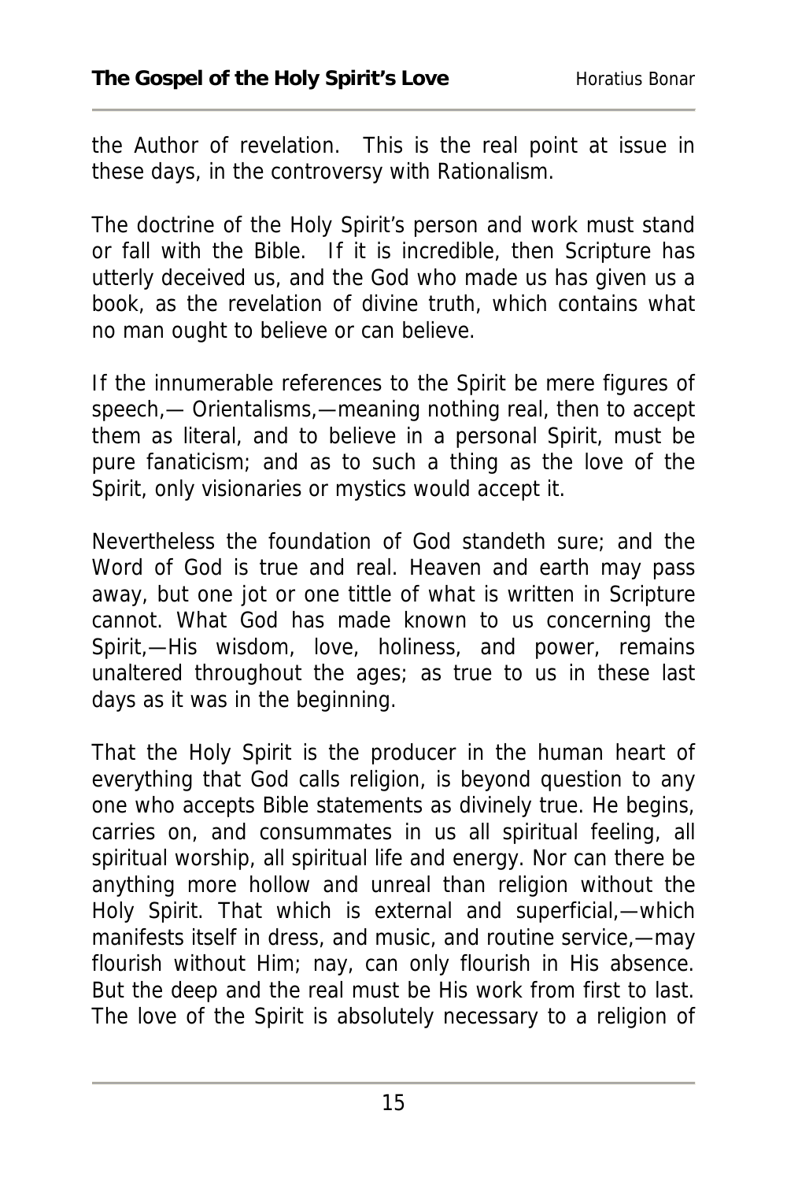the Author of revelation. This is the real point at issue in these days, in the controversy with Rationalism.

The doctrine of the Holy Spirit's person and work must stand or fall with the Bible. If it is incredible, then Scripture has utterly deceived us, and the God who made us has given us a book, as the revelation of divine truth, which contains what no man ought to believe or can believe.

If the innumerable references to the Spirit be mere figures of speech,— Orientalisms,—meaning nothing real, then to accept them as literal, and to believe in a personal Spirit, must be pure fanaticism; and as to such a thing as the love of the Spirit, only visionaries or mystics would accept it.

Nevertheless the foundation of God standeth sure; and the Word of God is true and real. Heaven and earth may pass away, but one jot or one tittle of what is written in Scripture cannot. What God has made known to us concerning the Spirit,—His wisdom, love, holiness, and power, remains unaltered throughout the ages; as true to us in these last days as it was in the beginning.

That the Holy Spirit is the producer in the human heart of everything that God calls religion, is beyond question to any one who accepts Bible statements as divinely true. He begins, carries on, and consummates in us all spiritual feeling, all spiritual worship, all spiritual life and energy. Nor can there be anything more hollow and unreal than religion without the Holy Spirit. That which is external and superficial,—which manifests itself in dress, and music, and routine service,—may flourish without Him; nay, can only flourish in His absence. But the deep and the real must be His work from first to last. The love of the Spirit is absolutely necessary to a religion of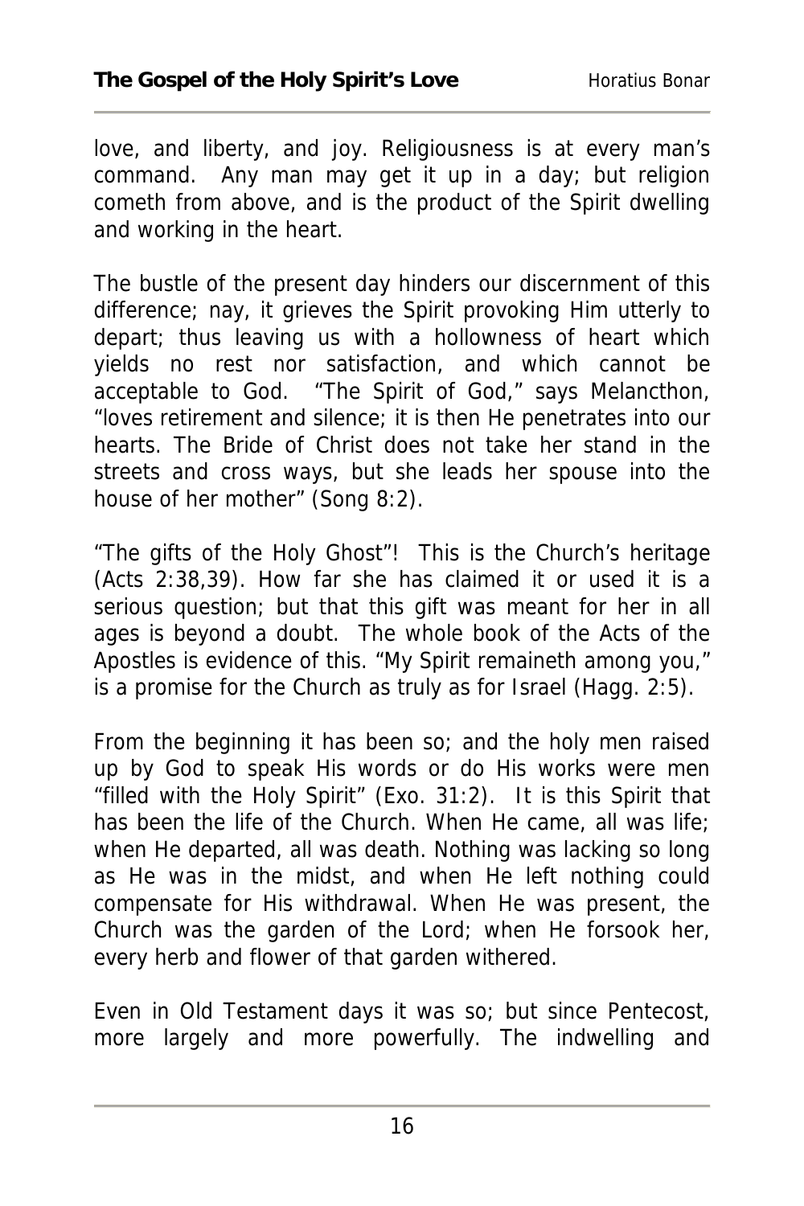love, and liberty, and joy. Religiousness is at every man's command. Any man may get it up in a day; but religion cometh from above, and is the product of the Spirit dwelling and working in the heart.

The bustle of the present day hinders our discernment of this difference; nay, it grieves the Spirit provoking Him utterly to depart; thus leaving us with a hollowness of heart which yields no rest nor satisfaction, and which cannot be acceptable to God. "The Spirit of God," says Melancthon, "loves retirement and silence; it is then He penetrates into our hearts. The Bride of Christ does not take her stand in the streets and cross ways, but she leads her spouse into the house of her mother" (Song 8:2).

"The gifts of the Holy Ghost"! This is the Church's heritage (Acts 2:38,39). How far she has claimed it or used it is a serious question; but that this gift was meant for her in all ages is beyond a doubt. The whole book of the Acts of the Apostles is evidence of this. "My Spirit remaineth among you," is a promise for the Church as truly as for Israel (Hagg. 2:5).

From the beginning it has been so; and the holy men raised up by God to speak His words or do His works were men "filled with the Holy Spirit" (Exo. 31:2). It is this Spirit that has been the life of the Church. When He came, all was life; when He departed, all was death. Nothing was lacking so long as He was in the midst, and when He left nothing could compensate for His withdrawal. When He was present, the Church was the garden of the Lord; when He forsook her, every herb and flower of that garden withered.

Even in Old Testament days it was so; but since Pentecost, more largely and more powerfully. The indwelling and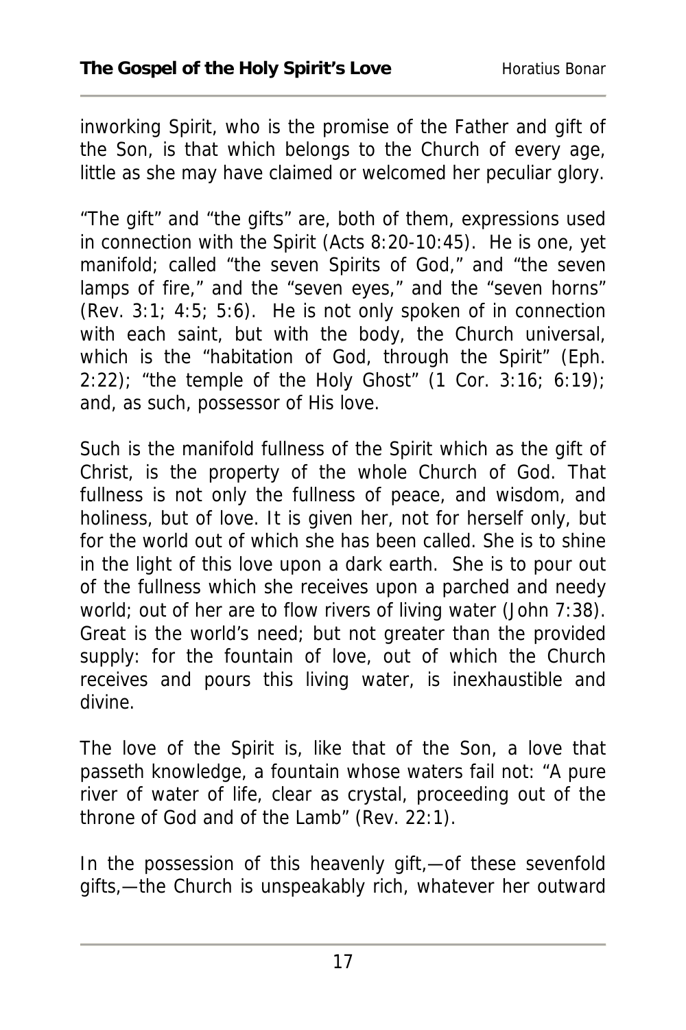inworking Spirit, who is the promise of the Father and gift of the Son, is that which belongs to the Church of every age, little as she may have claimed or welcomed her peculiar glory.

"The gift" and "the gifts" are, both of them, expressions used in connection with the Spirit (Acts 8:20-10:45). He is one, yet manifold; called "the seven Spirits of God," and "the seven lamps of fire," and the "seven eyes," and the "seven horns" (Rev. 3:1; 4:5; 5:6). He is not only spoken of in connection with each saint, but with the body, the Church universal, which is the "habitation of God, through the Spirit" (Eph. 2:22); "the temple of the Holy Ghost" (1 Cor. 3:16; 6:19); and, as such, possessor of His love.

Such is the manifold fullness of the Spirit which as the gift of Christ, is the property of the whole Church of God. That fullness is not only the fullness of peace, and wisdom, and holiness, but of love. It is given her, not for herself only, but for the world out of which she has been called. She is to shine in the light of this love upon a dark earth. She is to pour out of the fullness which she receives upon a parched and needy world; out of her are to flow rivers of living water (John 7:38). Great is the world's need; but not greater than the provided supply: for the fountain of love, out of which the Church receives and pours this living water, is inexhaustible and divine.

The love of the Spirit is, like that of the Son, a love that passeth knowledge, a fountain whose waters fail not: "A pure river of water of life, clear as crystal, proceeding out of the throne of God and of the Lamb" (Rev. 22:1).

In the possession of this heavenly gift,—of these sevenfold gifts,—the Church is unspeakably rich, whatever her outward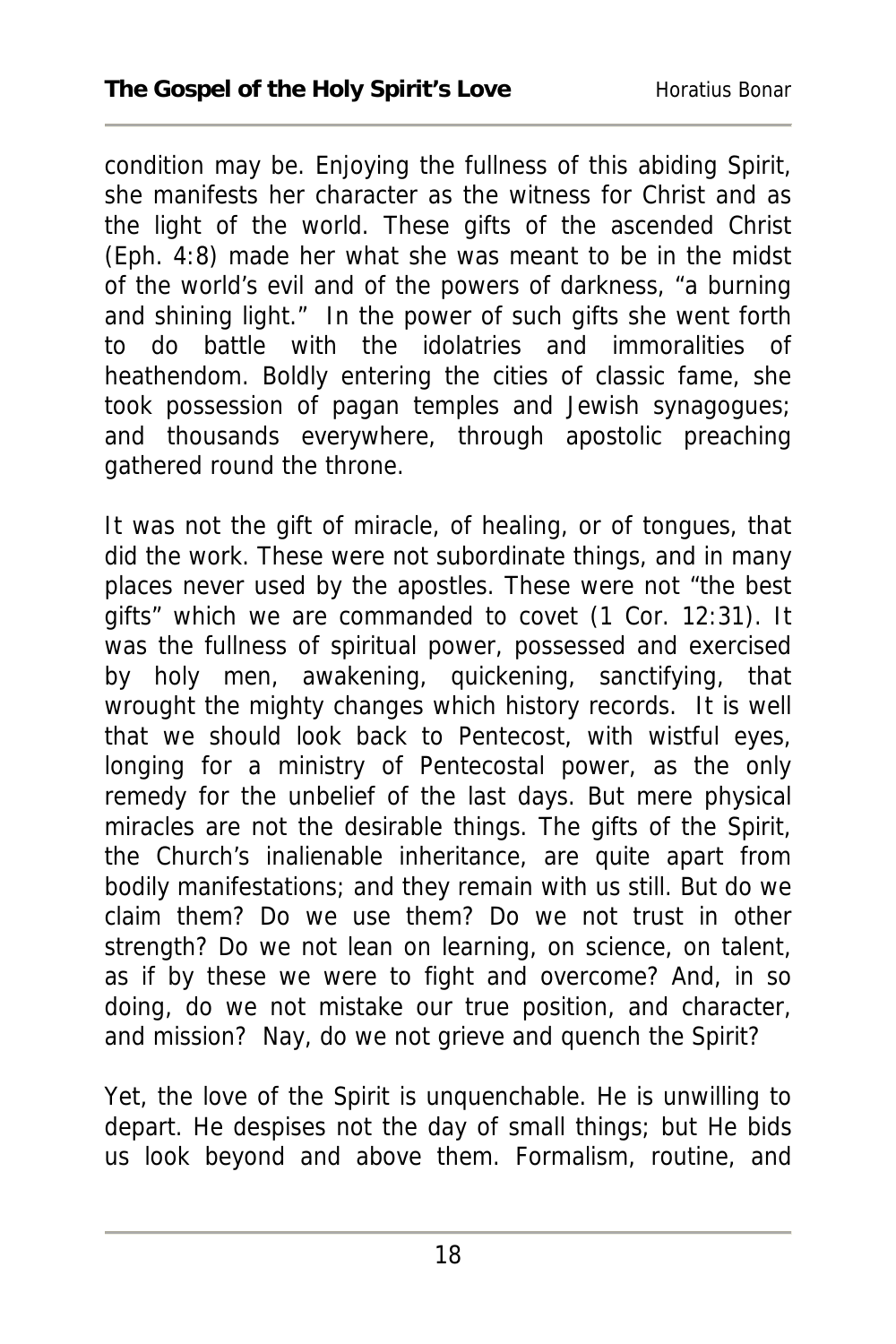condition may be. Enjoying the fullness of this abiding Spirit, she manifests her character as the witness for Christ and as the light of the world. These gifts of the ascended Christ (Eph. 4:8) made her what she was meant to be in the midst of the world's evil and of the powers of darkness, "a burning and shining light." In the power of such gifts she went forth to do battle with the idolatries and immoralities of heathendom. Boldly entering the cities of classic fame, she took possession of pagan temples and Jewish synagogues; and thousands everywhere, through apostolic preaching gathered round the throne.

It was not the gift of miracle, of healing, or of tongues, that did the work. These were not subordinate things, and in many places never used by the apostles. These were not "the best gifts" which we are commanded to covet (1 Cor. 12:31). It was the fullness of spiritual power, possessed and exercised by holy men, awakening, quickening, sanctifying, that wrought the mighty changes which history records. It is well that we should look back to Pentecost, with wistful eyes, longing for a ministry of Pentecostal power, as the only remedy for the unbelief of the last days. But mere physical miracles are not the desirable things. The gifts of the Spirit, the Church's inalienable inheritance, are quite apart from bodily manifestations; and they remain with us still. But do we claim them? Do we use them? Do we not trust in other strength? Do we not lean on learning, on science, on talent, as if by these we were to fight and overcome? And, in so doing, do we not mistake our true position, and character, and mission? Nay, do we not grieve and quench the Spirit?

Yet, the love of the Spirit is unquenchable. He is unwilling to depart. He despises not the day of small things; but He bids us look beyond and above them. Formalism, routine, and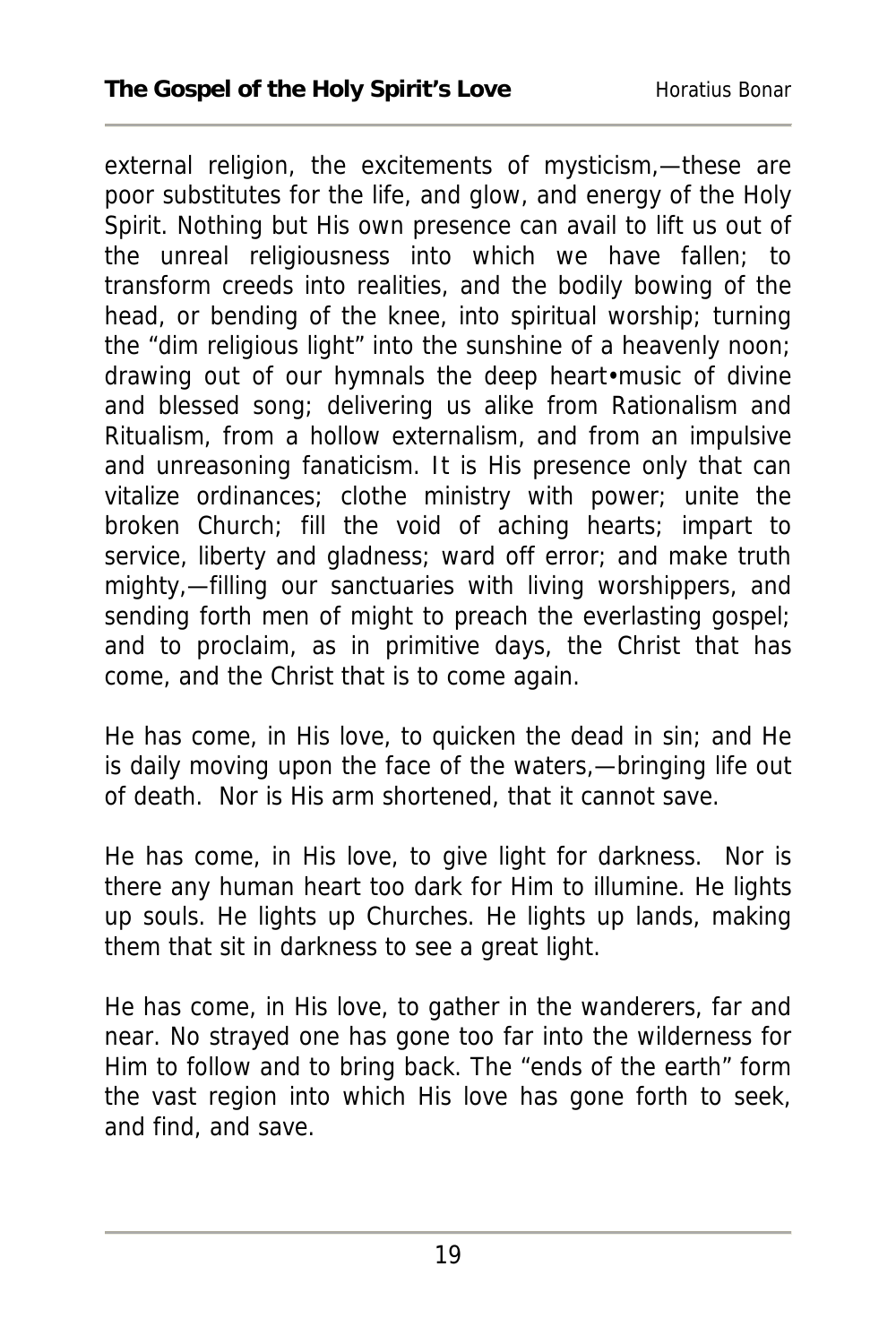external religion, the excitements of mysticism,—these are poor substitutes for the life, and glow, and energy of the Holy Spirit. Nothing but His own presence can avail to lift us out of the unreal religiousness into which we have fallen; to transform creeds into realities, and the bodily bowing of the head, or bending of the knee, into spiritual worship; turning the "dim religious light" into the sunshine of a heavenly noon; drawing out of our hymnals the deep heart•music of divine and blessed song; delivering us alike from Rationalism and Ritualism, from a hollow externalism, and from an impulsive and unreasoning fanaticism. It is His presence only that can vitalize ordinances; clothe ministry with power; unite the broken Church; fill the void of aching hearts; impart to service, liberty and gladness; ward off error; and make truth mighty,—filling our sanctuaries with living worshippers, and sending forth men of might to preach the everlasting gospel; and to proclaim, as in primitive days, the Christ that has come, and the Christ that is to come again.

He has come, in His love, to quicken the dead in sin; and He is daily moving upon the face of the waters,—bringing life out of death. Nor is His arm shortened, that it cannot save.

He has come, in His love, to give light for darkness. Nor is there any human heart too dark for Him to illumine. He lights up souls. He lights up Churches. He lights up lands, making them that sit in darkness to see a great light.

He has come, in His love, to gather in the wanderers, far and near. No strayed one has gone too far into the wilderness for Him to follow and to bring back. The "ends of the earth" form the vast region into which His love has gone forth to seek, and find, and save.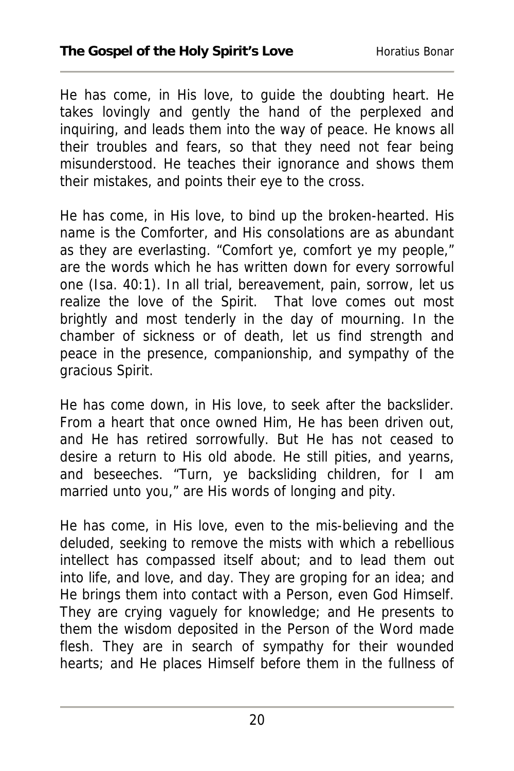He has come, in His love, to guide the doubting heart. He takes lovingly and gently the hand of the perplexed and inquiring, and leads them into the way of peace. He knows all their troubles and fears, so that they need not fear being misunderstood. He teaches their ignorance and shows them their mistakes, and points their eye to the cross.

He has come, in His love, to bind up the broken-hearted. His name is the Comforter, and His consolations are as abundant as they are everlasting. "Comfort ye, comfort ye my people," are the words which he has written down for every sorrowful one (Isa. 40:1). In all trial, bereavement, pain, sorrow, let us realize the love of the Spirit. That love comes out most brightly and most tenderly in the day of mourning. In the chamber of sickness or of death, let us find strength and peace in the presence, companionship, and sympathy of the gracious Spirit.

He has come down, in His love, to seek after the backslider. From a heart that once owned Him, He has been driven out, and He has retired sorrowfully. But He has not ceased to desire a return to His old abode. He still pities, and yearns, and beseeches. "Turn, ye backsliding children, for I am married unto you," are His words of longing and pity.

He has come, in His love, even to the mis-believing and the deluded, seeking to remove the mists with which a rebellious intellect has compassed itself about; and to lead them out into life, and love, and day. They are groping for an idea; and He brings them into contact with a Person, even God Himself. They are crying vaguely for knowledge; and He presents to them the wisdom deposited in the Person of the Word made flesh. They are in search of sympathy for their wounded hearts; and He places Himself before them in the fullness of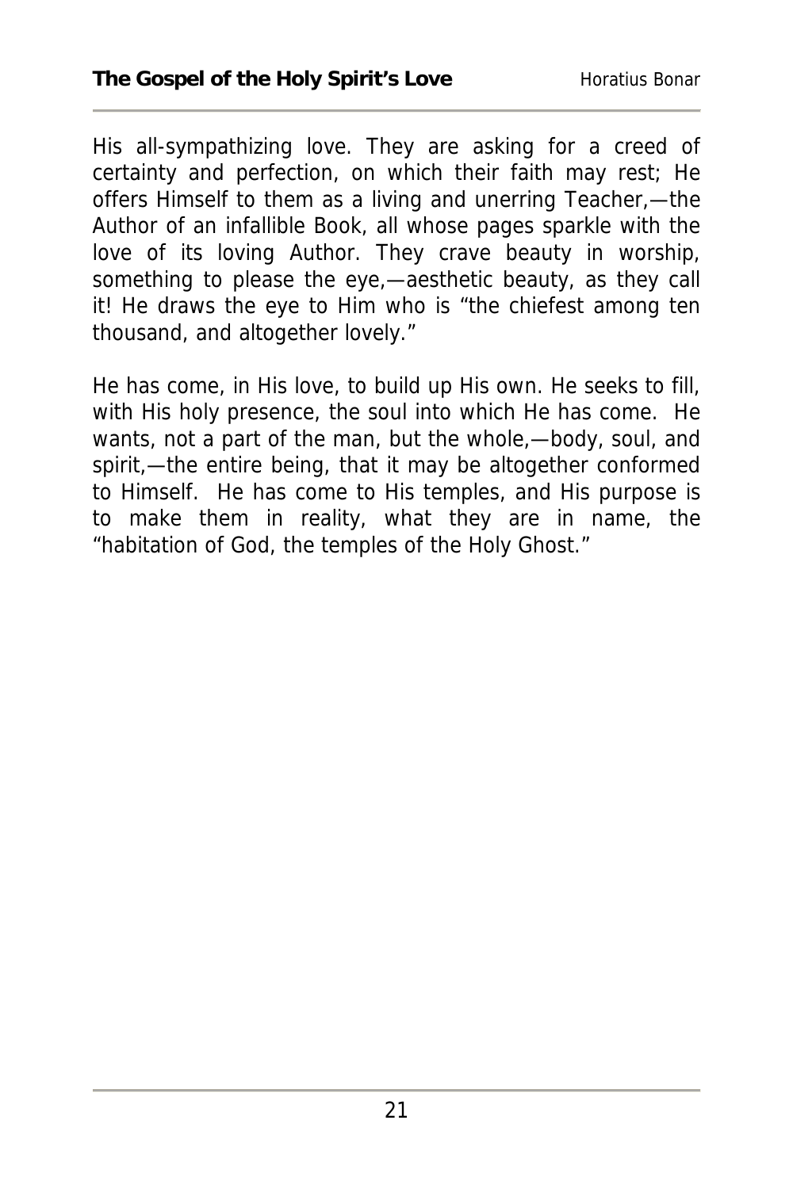His all-sympathizing love. They are asking for a creed of certainty and perfection, on which their faith may rest; He offers Himself to them as a living and unerring Teacher,—the Author of an infallible Book, all whose pages sparkle with the love of its loving Author. They crave beauty in worship, something to please the eye,—aesthetic beauty, as they call it! He draws the eye to Him who is "the chiefest among ten thousand, and altogether lovely."

He has come, in His love, to build up His own. He seeks to fill, with His holy presence, the soul into which He has come. He wants, not a part of the man, but the whole,—body, soul, and spirit,—the entire being, that it may be altogether conformed to Himself. He has come to His temples, and His purpose is to make them in reality, what they are in name, the "habitation of God, the temples of the Holy Ghost."